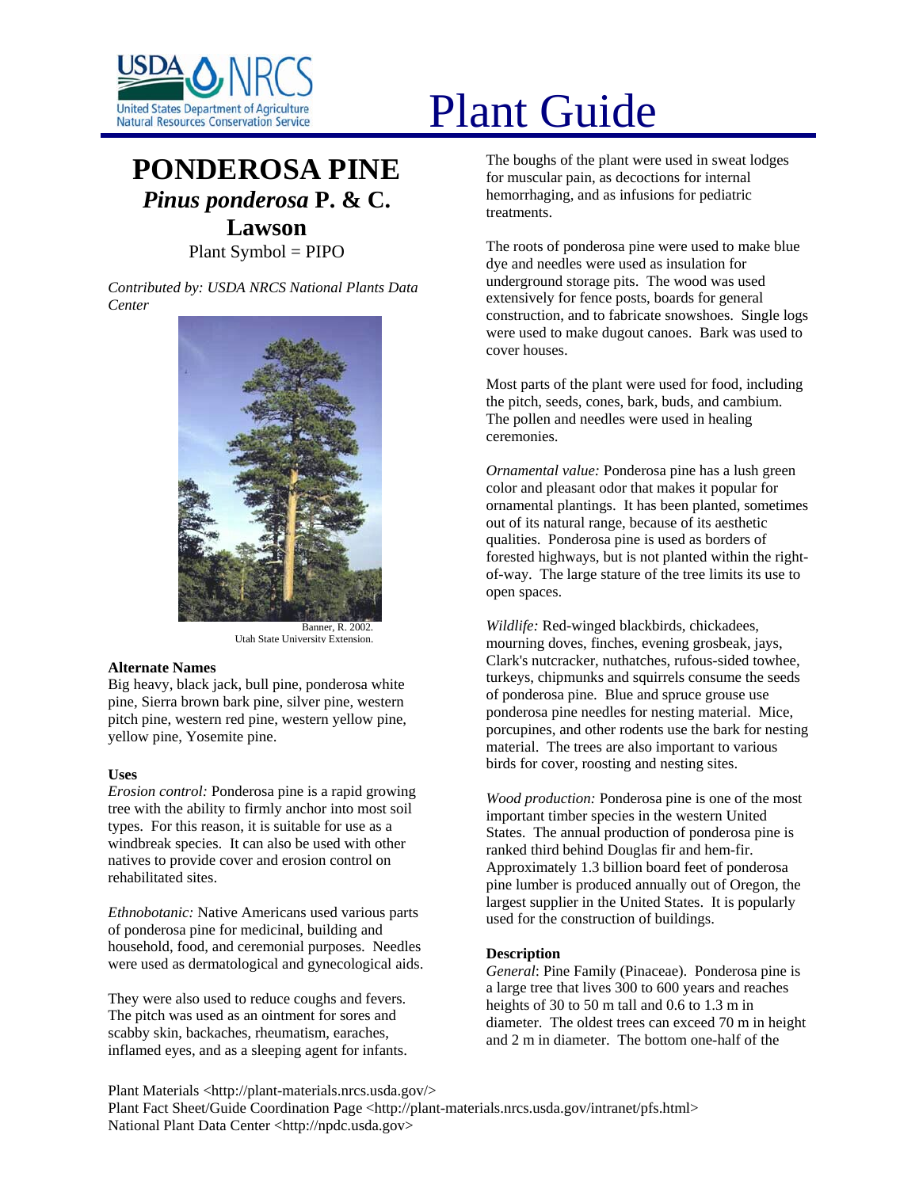# Plant Guide

## PONDEROSA PINE
### *Pinus ponderosa* P. & C. Lawson

Plant Symbol = PIPO

*Contributed by: USDA NRCS National Plants Data Center*

Banner, R. 2002. Utah State University Extension.

### Alternate Names

Big heavy, black jack, bull pine, ponderosa white pine, Sierra brown bark pine, silver pine, western pitch pine, western red pine, western yellow pine, yellow pine, Yosemite pine.

### Uses

*Erosion control:* Ponderosa pine is a rapid growing tree with the ability to firmly anchor into most soil types. For this reason, it is suitable for use as a windbreak species. It can also be used with other natives to provide cover and erosion control on rehabilitated sites.

*Ethnobotanic:* Native Americans used various parts of ponderosa pine for medicinal, building and household, food, and ceremonial purposes. Needles were used as dermatological and gynecological aids.

They were also used to reduce coughs and fevers. The pitch was used as an ointment for sores and scabby skin, backaches, rheumatism, earaches, inflamed eyes, and as a sleeping agent for infants. The boughs of the plant were used in sweat lodges for muscular pain, as decoctions for internal hemorrhaging, and as infusions for pediatric treatments.

The roots of ponderosa pine were used to make blue dye and needles were used as insulation for underground storage pits. The wood was used extensively for fence posts, boards for general construction, and to fabricate snowshoes. Single logs were used to make dugout canoes. Bark was used to cover houses.

Most parts of the plant were used for food, including the pitch, seeds, cones, bark, buds, and cambium. The pollen and needles were used in healing ceremonies.

*Ornamental value:* Ponderosa pine has a lush green color and pleasant odor that makes it popular for ornamental plantings. It has been planted, sometimes out of its natural range, because of its aesthetic qualities. Ponderosa pine is used as borders of forested highways, but is not planted within the right-of-way. The large stature of the tree limits its use to open spaces.

*Wildlife:* Red-winged blackbirds, chickadees, mourning doves, finches, evening grosbeak, jays, Clark's nutcracker, nuthatches, rufous-sided towhee, turkeys, chipmunks and squirrels consume the seeds of ponderosa pine. Blue and spruce grouse use ponderosa pine needles for nesting material. Mice, porcupines, and other rodents use the bark for nesting material. The trees are also important to various birds for cover, roosting and nesting sites.

*Wood production:* Ponderosa pine is one of the most important timber species in the western United States. The annual production of ponderosa pine is ranked third behind Douglas fir and hem-fir. Approximately 1.3 billion board feet of ponderosa pine lumber is produced annually out of Oregon, the largest supplier in the United States. It is popularly used for the construction of buildings.

### Description

*General*: Pine Family (Pinaceae). Ponderosa pine is a large tree that lives 300 to 600 years and reaches heights of 30 to 50 m tall and 0.6 to 1.3 m in diameter. The oldest trees can exceed 70 m in height and 2 m in diameter. The bottom one-half of the

Plant Materials <http://plant-materials.nrcs.usda.gov/>
Plant Fact Sheet/Guide Coordination Page <http://plant-materials.nrcs.usda.gov/intranet/pfs.html>
National Plant Data Center <http://npdc.usda.gov>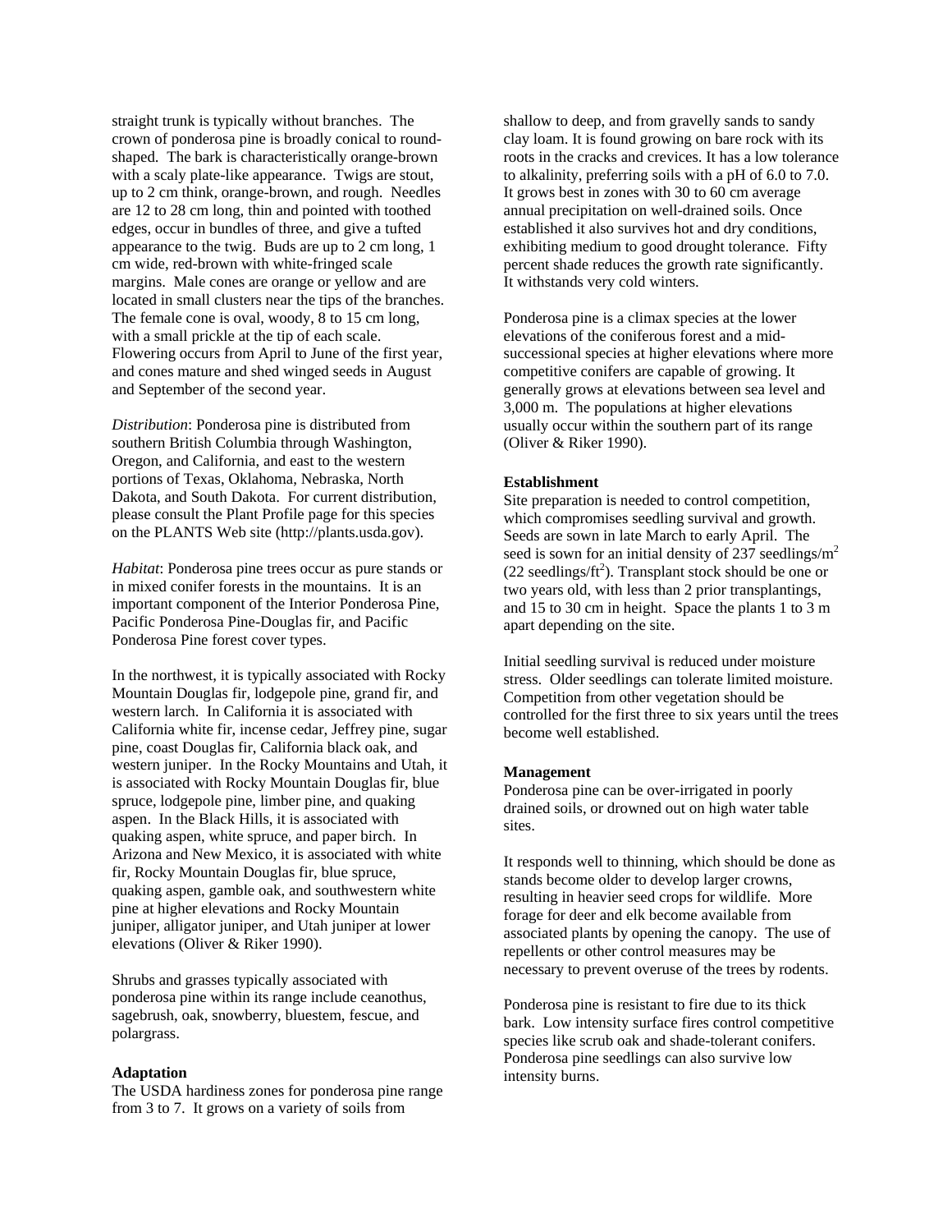straight trunk is typically without branches. The crown of ponderosa pine is broadly conical to round-shaped. The bark is characteristically orange-brown with a scaly plate-like appearance. Twigs are stout, up to 2 cm think, orange-brown, and rough. Needles are 12 to 28 cm long, thin and pointed with toothed edges, occur in bundles of three, and give a tufted appearance to the twig. Buds are up to 2 cm long, 1 cm wide, red-brown with white-fringed scale margins. Male cones are orange or yellow and are located in small clusters near the tips of the branches. The female cone is oval, woody, 8 to 15 cm long, with a small prickle at the tip of each scale. Flowering occurs from April to June of the first year, and cones mature and shed winged seeds in August and September of the second year.

*Distribution*: Ponderosa pine is distributed from southern British Columbia through Washington, Oregon, and California, and east to the western portions of Texas, Oklahoma, Nebraska, North Dakota, and South Dakota. For current distribution, please consult the Plant Profile page for this species on the PLANTS Web site (http://plants.usda.gov).

*Habitat*: Ponderosa pine trees occur as pure stands or in mixed conifer forests in the mountains. It is an important component of the Interior Ponderosa Pine, Pacific Ponderosa Pine-Douglas fir, and Pacific Ponderosa Pine forest cover types.

In the northwest, it is typically associated with Rocky Mountain Douglas fir, lodgepole pine, grand fir, and western larch. In California it is associated with California white fir, incense cedar, Jeffrey pine, sugar pine, coast Douglas fir, California black oak, and western juniper. In the Rocky Mountains and Utah, it is associated with Rocky Mountain Douglas fir, blue spruce, lodgepole pine, limber pine, and quaking aspen. In the Black Hills, it is associated with quaking aspen, white spruce, and paper birch. In Arizona and New Mexico, it is associated with white fir, Rocky Mountain Douglas fir, blue spruce, quaking aspen, gamble oak, and southwestern white pine at higher elevations and Rocky Mountain juniper, alligator juniper, and Utah juniper at lower elevations (Oliver & Riker 1990).

Shrubs and grasses typically associated with ponderosa pine within its range include ceanothus, sagebrush, oak, snowberry, bluestem, fescue, and polargrass.

**Adaptation**

The USDA hardiness zones for ponderosa pine range from 3 to 7. It grows on a variety of soils from shallow to deep, and from gravelly sands to sandy clay loam. It is found growing on bare rock with its roots in the cracks and crevices. It has a low tolerance to alkalinity, preferring soils with a pH of 6.0 to 7.0. It grows best in zones with 30 to 60 cm average annual precipitation on well-drained soils. Once established it also survives hot and dry conditions, exhibiting medium to good drought tolerance. Fifty percent shade reduces the growth rate significantly. It withstands very cold winters.

Ponderosa pine is a climax species at the lower elevations of the coniferous forest and a mid-successional species at higher elevations where more competitive conifers are capable of growing. It generally grows at elevations between sea level and 3,000 m. The populations at higher elevations usually occur within the southern part of its range (Oliver & Riker 1990).

**Establishment**

Site preparation is needed to control competition, which compromises seedling survival and growth. Seeds are sown in late March to early April. The seed is sown for an initial density of 237 seedlings/$m^2$ (22 seedlings/$ft^2$). Transplant stock should be one or two years old, with less than 2 prior transplantings, and 15 to 30 cm in height. Space the plants 1 to 3 m apart depending on the site.

Initial seedling survival is reduced under moisture stress. Older seedlings can tolerate limited moisture. Competition from other vegetation should be controlled for the first three to six years until the trees become well established.

**Management**

Ponderosa pine can be over-irrigated in poorly drained soils, or drowned out on high water table sites.

It responds well to thinning, which should be done as stands become older to develop larger crowns, resulting in heavier seed crops for wildlife. More forage for deer and elk become available from associated plants by opening the canopy. The use of repellents or other control measures may be necessary to prevent overuse of the trees by rodents.

Ponderosa pine is resistant to fire due to its thick bark. Low intensity surface fires control competitive species like scrub oak and shade-tolerant conifers. Ponderosa pine seedlings can also survive low intensity burns.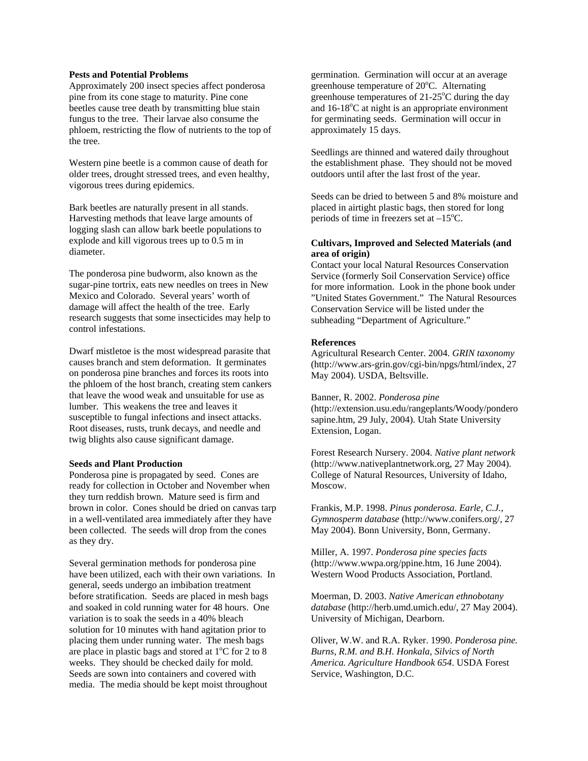**Pests and Potential Problems**

Approximately 200 insect species affect ponderosa pine from its cone stage to maturity. Pine cone beetles cause tree death by transmitting blue stain fungus to the tree. Their larvae also consume the phloem, restricting the flow of nutrients to the top of the tree.

Western pine beetle is a common cause of death for older trees, drought stressed trees, and even healthy, vigorous trees during epidemics.

Bark beetles are naturally present in all stands. Harvesting methods that leave large amounts of logging slash can allow bark beetle populations to explode and kill vigorous trees up to 0.5 m in diameter.

The ponderosa pine budworm, also known as the sugar-pine tortrix, eats new needles on trees in New Mexico and Colorado. Several years' worth of damage will affect the health of the tree. Early research suggests that some insecticides may help to control infestations.

Dwarf mistletoe is the most widespread parasite that causes branch and stem deformation. It germinates on ponderosa pine branches and forces its roots into the phloem of the host branch, creating stem cankers that leave the wood weak and unsuitable for use as lumber. This weakens the tree and leaves it susceptible to fungal infections and insect attacks. Root diseases, rusts, trunk decays, and needle and twig blights also cause significant damage.

**Seeds and Plant Production**

Ponderosa pine is propagated by seed. Cones are ready for collection in October and November when they turn reddish brown. Mature seed is firm and brown in color. Cones should be dried on canvas tarp in a well-ventilated area immediately after they have been collected. The seeds will drop from the cones as they dry.

Several germination methods for ponderosa pine have been utilized, each with their own variations. In general, seeds undergo an imbibation treatment before stratification. Seeds are placed in mesh bags and soaked in cold running water for 48 hours. One variation is to soak the seeds in a 40% bleach solution for 10 minutes with hand agitation prior to placing them under running water. The mesh bags are place in plastic bags and stored at 1°C for 2 to 8 weeks. They should be checked daily for mold. Seeds are sown into containers and covered with media. The media should be kept moist throughout germination. Germination will occur at an average greenhouse temperature of 20°C. Alternating greenhouse temperatures of 21-25°C during the day and 16-18°C at night is an appropriate environment for germinating seeds. Germination will occur in approximately 15 days.

Seedlings are thinned and watered daily throughout the establishment phase. They should not be moved outdoors until after the last frost of the year.

Seeds can be dried to between 5 and 8% moisture and placed in airtight plastic bags, then stored for long periods of time in freezers set at –15°C.

**Cultivars, Improved and Selected Materials (and area of origin)**

Contact your local Natural Resources Conservation Service (formerly Soil Conservation Service) office for more information. Look in the phone book under "United States Government." The Natural Resources Conservation Service will be listed under the subheading "Department of Agriculture."

**References**

Agricultural Research Center. 2004. *GRIN taxonomy* (http://www.ars-grin.gov/cgi-bin/npgs/html/index, 27 May 2004). USDA, Beltsville.

Banner, R. 2002. *Ponderosa pine* (http://extension.usu.edu/rangeplants/Woody/ponderosapine.htm, 29 July, 2004). Utah State University Extension, Logan.

Forest Research Nursery. 2004. *Native plant network* (http://www.nativeplantnetwork.org, 27 May 2004). College of Natural Resources, University of Idaho, Moscow.

Frankis, M.P. 1998. *Pinus ponderosa. Earle, C.J., Gymnosperm database* (http://www.conifers.org/, 27 May 2004). Bonn University, Bonn, Germany.

Miller, A. 1997. *Ponderosa pine species facts* (http://www.wwpa.org/ppine.htm, 16 June 2004). Western Wood Products Association, Portland.

Moerman, D. 2003. *Native American ethnobotany database* (http://herb.umd.umich.edu/, 27 May 2004). University of Michigan, Dearborn.

Oliver, W.W. and R.A. Ryker. 1990. *Ponderosa pine. Burns, R.M. and B.H. Honkala, Silvics of North America. Agriculture Handbook 654*. USDA Forest Service, Washington, D.C.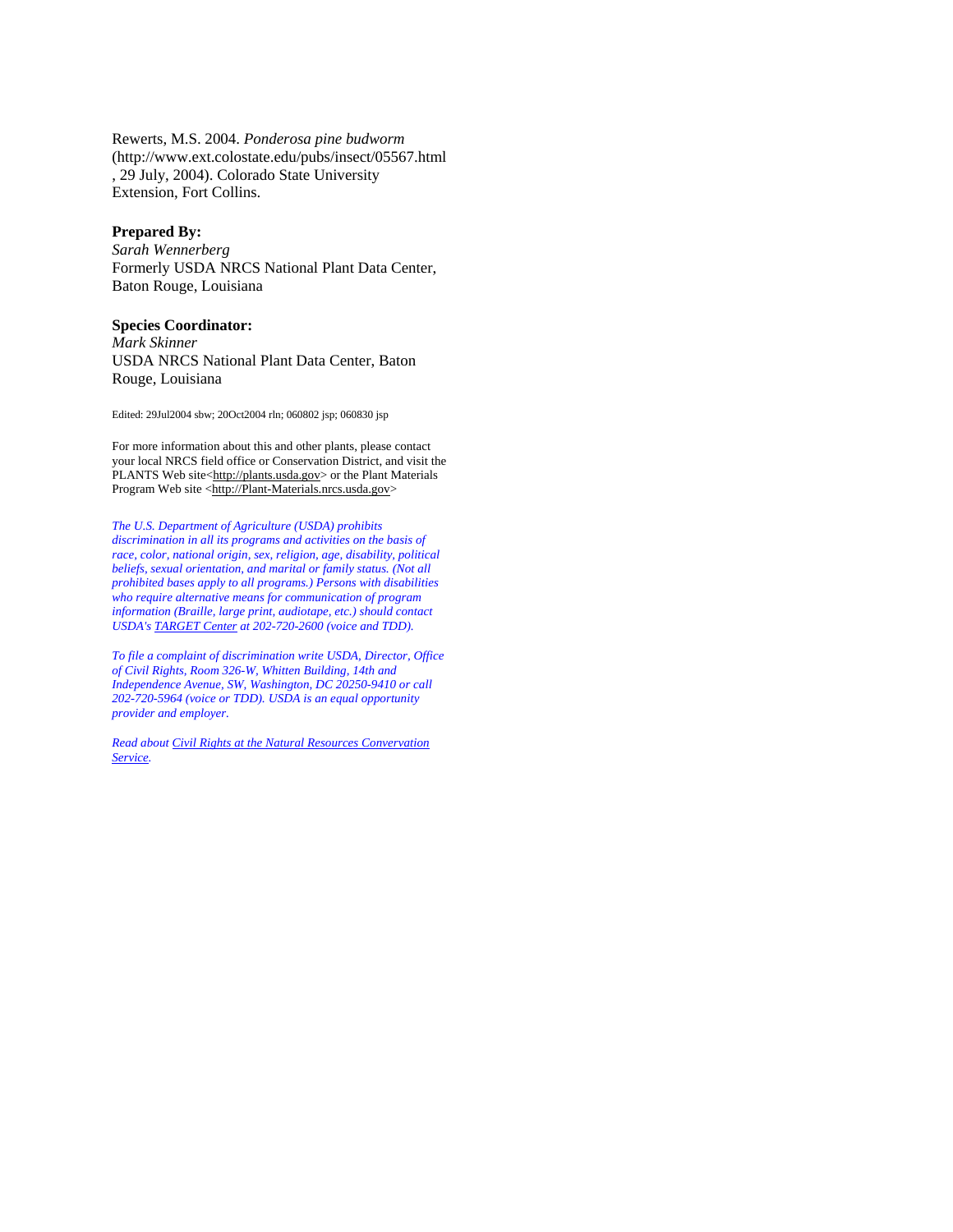Rewerts, M.S. 2004. *Ponderosa pine budworm* (http://www.ext.colostate.edu/pubs/insect/05567.html , 29 July, 2004). Colorado State University Extension, Fort Collins.

**Prepared By:**
*Sarah Wennerberg*
Formerly USDA NRCS National Plant Data Center, Baton Rouge, Louisiana

**Species Coordinator:**
*Mark Skinner*
USDA NRCS National Plant Data Center, Baton Rouge, Louisiana

Edited: 29Jul2004 sbw; 20Oct2004 rln; 060802 jsp; 060830 jsp

For more information about this and other plants, please contact your local NRCS field office or Conservation District, and visit the PLANTS Web site<http://plants.usda.gov> or the Plant Materials Program Web site <http://Plant-Materials.nrcs.usda.gov>

*The U.S. Department of Agriculture (USDA) prohibits discrimination in all its programs and activities on the basis of race, color, national origin, sex, religion, age, disability, political beliefs, sexual orientation, and marital or family status. (Not all prohibited bases apply to all programs.) Persons with disabilities who require alternative means for communication of program information (Braille, large print, audiotape, etc.) should contact USDA's TARGET Center at 202-720-2600 (voice and TDD).*

*To file a complaint of discrimination write USDA, Director, Office of Civil Rights, Room 326-W, Whitten Building, 14th and Independence Avenue, SW, Washington, DC 20250-9410 or call 202-720-5964 (voice or TDD). USDA is an equal opportunity provider and employer.*

*Read about Civil Rights at the Natural Resources Convervation Service.*